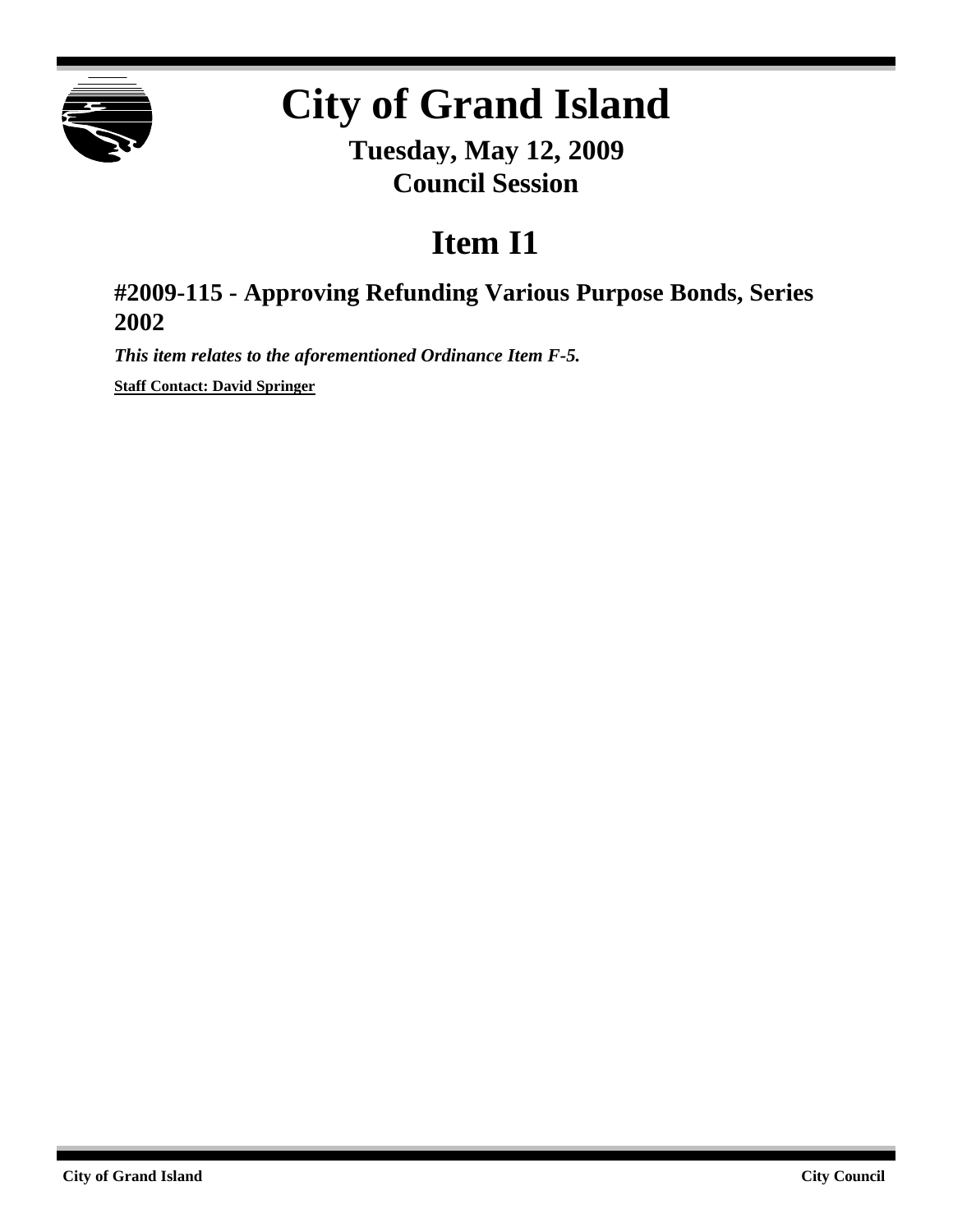# City of Grand Island

## Tuesday, May 12, 2009
## Council Session

# Item I1

### #2009-115 - Approving Refunding Various Purpose Bonds, Series 2002

***This item relates to the aforementioned Ordinance Item F-5.***

**Staff Contact: David Springer**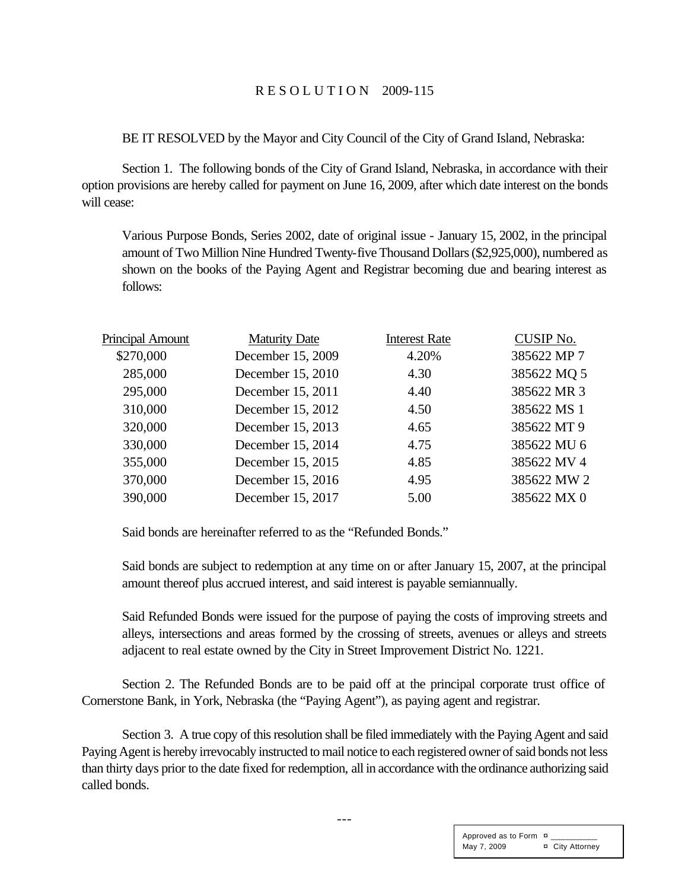# R E S O L U T I O N 2009-115

BE IT RESOLVED by the Mayor and City Council of the City of Grand Island, Nebraska:

Section 1. The following bonds of the City of Grand Island, Nebraska, in accordance with their option provisions are hereby called for payment on June 16, 2009, after which date interest on the bonds will cease:

Various Purpose Bonds, Series 2002, date of original issue - January 15, 2002, in the principal amount of Two Million Nine Hundred Twenty-five Thousand Dollars ($2,925,000), numbered as shown on the books of the Paying Agent and Registrar becoming due and bearing interest as follows:

| Principal Amount | Maturity Date | Interest Rate | CUSIP No. |
|---|---|---|---|
| $270,000 | December 15, 2009 | 4.20% | 385622 MP 7 |
| 285,000 | December 15, 2010 | 4.30 | 385622 MQ 5 |
| 295,000 | December 15, 2011 | 4.40 | 385622 MR 3 |
| 310,000 | December 15, 2012 | 4.50 | 385622 MS 1 |
| 320,000 | December 15, 2013 | 4.65 | 385622 MT 9 |
| 330,000 | December 15, 2014 | 4.75 | 385622 MU 6 |
| 355,000 | December 15, 2015 | 4.85 | 385622 MV 4 |
| 370,000 | December 15, 2016 | 4.95 | 385622 MW 2 |
| 390,000 | December 15, 2017 | 5.00 | 385622 MX 0 |

Said bonds are hereinafter referred to as the "Refunded Bonds."

Said bonds are subject to redemption at any time on or after January 15, 2007, at the principal amount thereof plus accrued interest, and said interest is payable semiannually.

Said Refunded Bonds were issued for the purpose of paying the costs of improving streets and alleys, intersections and areas formed by the crossing of streets, avenues or alleys and streets adjacent to real estate owned by the City in Street Improvement District No. 1221.

Section 2. The Refunded Bonds are to be paid off at the principal corporate trust office of Cornerstone Bank, in York, Nebraska (the "Paying Agent"), as paying agent and registrar.

Section 3. A true copy of this resolution shall be filed immediately with the Paying Agent and said Paying Agent is hereby irrevocably instructed to mail notice to each registered owner of said bonds not less than thirty days prior to the date fixed for redemption, all in accordance with the ordinance authorizing said called bonds.

---

Approved as to Form ¤ ___________
May 7, 2009 ¤ City Attorney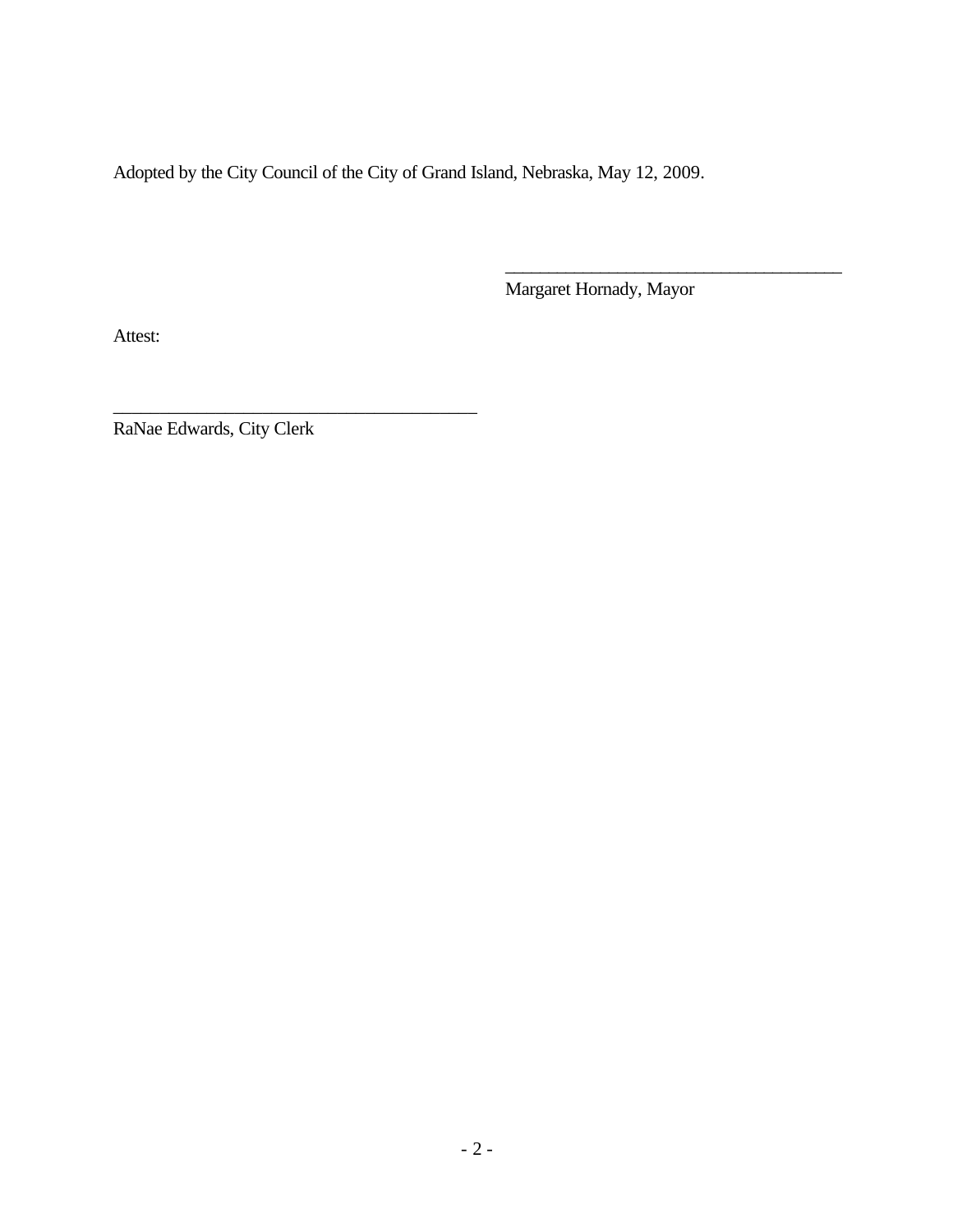Adopted by the City Council of the City of Grand Island, Nebraska, May 12, 2009.

\_\_\_\_\_\_\_\_\_\_\_\_\_\_\_\_\_\_\_\_\_\_\_\_\_\_\_\_\_\_\_\_\_\_\_\_\_\_\_

Margaret Hornady, Mayor

Attest:

\_\_\_\_\_\_\_\_\_\_\_\_\_\_\_\_\_\_\_\_\_\_\_\_\_\_\_\_\_\_\_\_\_\_\_\_\_\_\_\_\_

RaNae Edwards, City Clerk